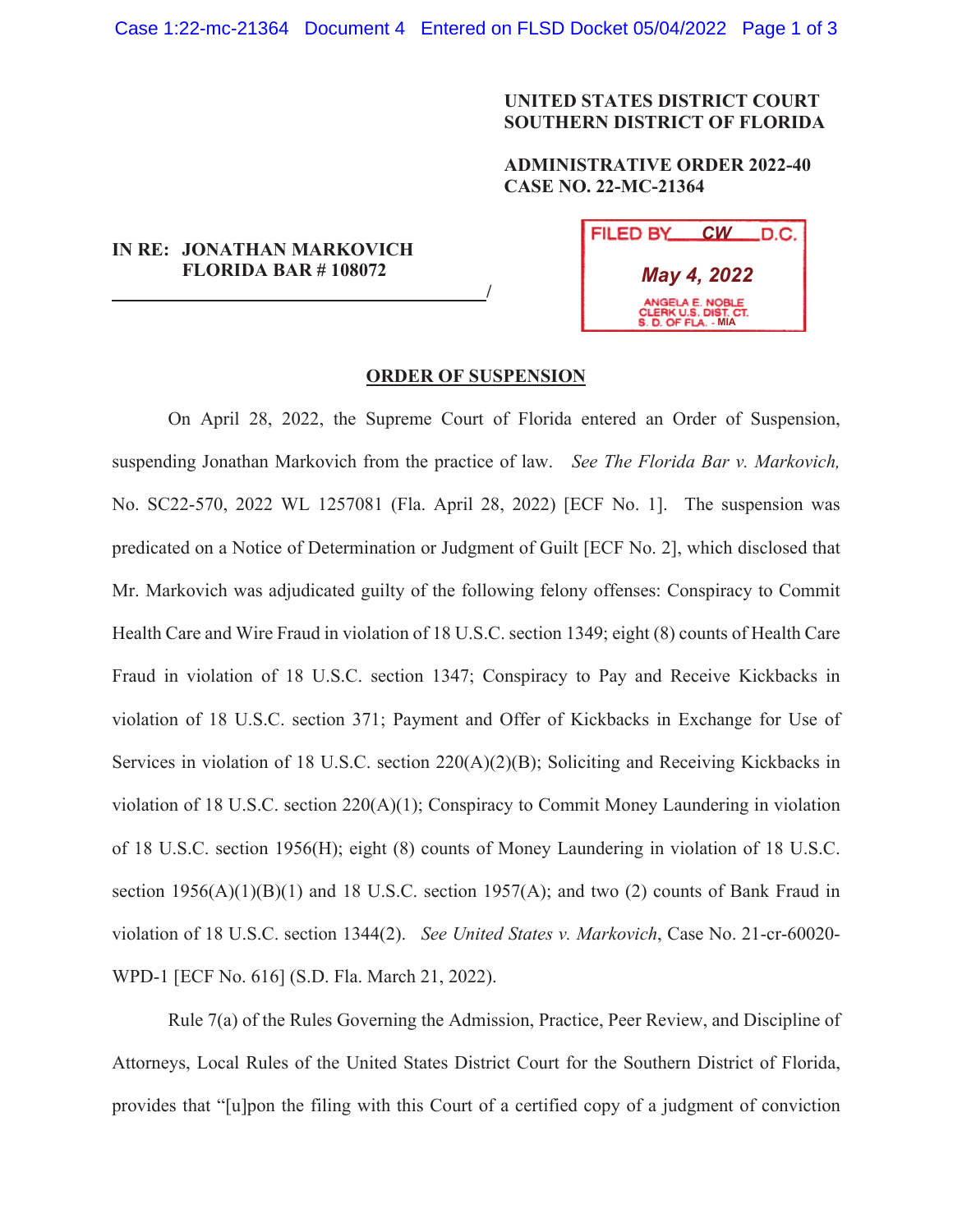**UNITED STATES DISTRICT COURT**
**SOUTHERN DISTRICT OF FLORIDA**

**ADMINISTRATIVE ORDER 2022-40**
**CASE NO. 22-MC-21364**

**IN RE: JONATHAN MARKOVICH**
**FLORIDA BAR # 108072**
______________________________________/

FILED BY CW D.C.
May 4, 2022
ANGELA E. NOBLE
CLERK U.S. DIST. CT.
S. D. OF FLA. - MIA

**ORDER OF SUSPENSION**

On April 28, 2022, the Supreme Court of Florida entered an Order of Suspension, suspending Jonathan Markovich from the practice of law. *See The Florida Bar v. Markovich,* No. SC22-570, 2022 WL 1257081 (Fla. April 28, 2022) [ECF No. 1]. The suspension was predicated on a Notice of Determination or Judgment of Guilt [ECF No. 2], which disclosed that Mr. Markovich was adjudicated guilty of the following felony offenses: Conspiracy to Commit Health Care and Wire Fraud in violation of 18 U.S.C. section 1349; eight (8) counts of Health Care Fraud in violation of 18 U.S.C. section 1347; Conspiracy to Pay and Receive Kickbacks in violation of 18 U.S.C. section 371; Payment and Offer of Kickbacks in Exchange for Use of Services in violation of 18 U.S.C. section 220(A)(2)(B); Soliciting and Receiving Kickbacks in violation of 18 U.S.C. section 220(A)(1); Conspiracy to Commit Money Laundering in violation of 18 U.S.C. section 1956(H); eight (8) counts of Money Laundering in violation of 18 U.S.C. section 1956(A)(1)(B)(1) and 18 U.S.C. section 1957(A); and two (2) counts of Bank Fraud in violation of 18 U.S.C. section 1344(2). *See United States v. Markovich*, Case No. 21-cr-60020-WPD-1 [ECF No. 616] (S.D. Fla. March 21, 2022).

Rule 7(a) of the Rules Governing the Admission, Practice, Peer Review, and Discipline of Attorneys, Local Rules of the United States District Court for the Southern District of Florida, provides that "[u]pon the filing with this Court of a certified copy of a judgment of conviction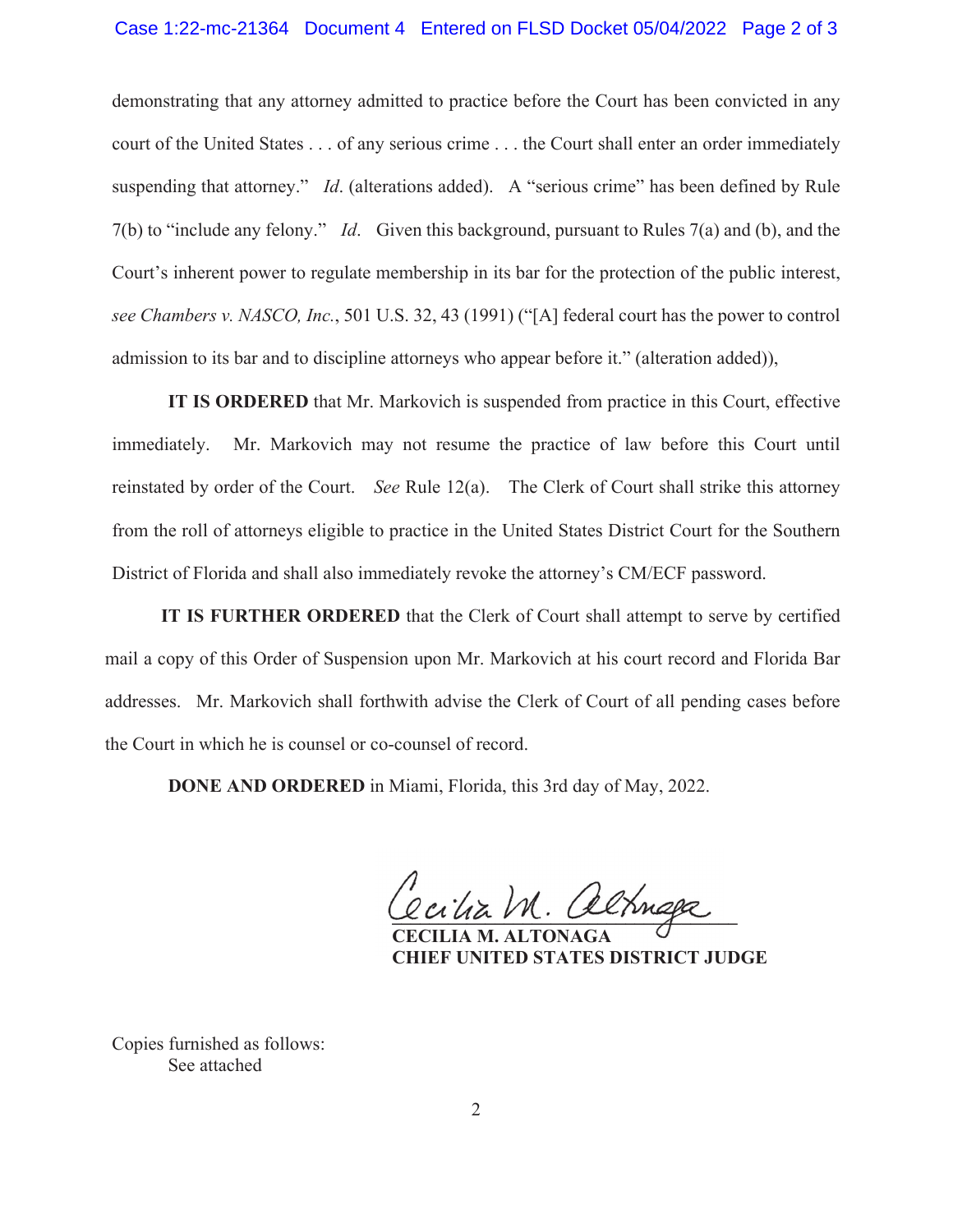demonstrating that any attorney admitted to practice before the Court has been convicted in any court of the United States . . . of any serious crime . . . the Court shall enter an order immediately suspending that attorney." *Id*. (alterations added). A "serious crime" has been defined by Rule 7(b) to "include any felony." *Id*. Given this background, pursuant to Rules 7(a) and (b), and the Court's inherent power to regulate membership in its bar for the protection of the public interest, *see Chambers v. NASCO, Inc.*, 501 U.S. 32, 43 (1991) ("[A] federal court has the power to control admission to its bar and to discipline attorneys who appear before it." (alteration added)),

**IT IS ORDERED** that Mr. Markovich is suspended from practice in this Court, effective immediately. Mr. Markovich may not resume the practice of law before this Court until reinstated by order of the Court. *See* Rule 12(a). The Clerk of Court shall strike this attorney from the roll of attorneys eligible to practice in the United States District Court for the Southern District of Florida and shall also immediately revoke the attorney's CM/ECF password.

**IT IS FURTHER ORDERED** that the Clerk of Court shall attempt to serve by certified mail a copy of this Order of Suspension upon Mr. Markovich at his court record and Florida Bar addresses. Mr. Markovich shall forthwith advise the Clerk of Court of all pending cases before the Court in which he is counsel or co-counsel of record.

**DONE AND ORDERED** in Miami, Florida, this 3rd day of May, 2022.

Cecilia M. Altonaga

**CECILIA M. ALTONAGA**
**CHIEF UNITED STATES DISTRICT JUDGE**

Copies furnished as follows:
See attached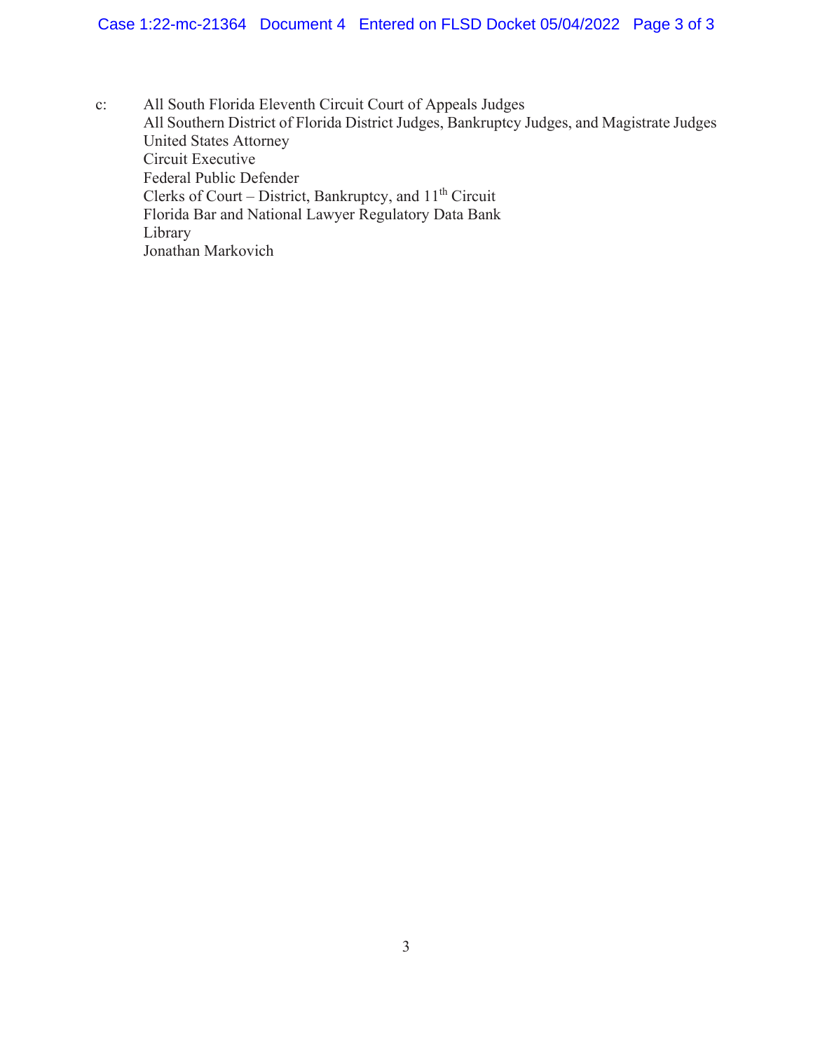c: All South Florida Eleventh Circuit Court of Appeals Judges
All Southern District of Florida District Judges, Bankruptcy Judges, and Magistrate Judges
United States Attorney
Circuit Executive
Federal Public Defender
Clerks of Court – District, Bankruptcy, and 11th Circuit
Florida Bar and National Lawyer Regulatory Data Bank
Library
Jonathan Markovich